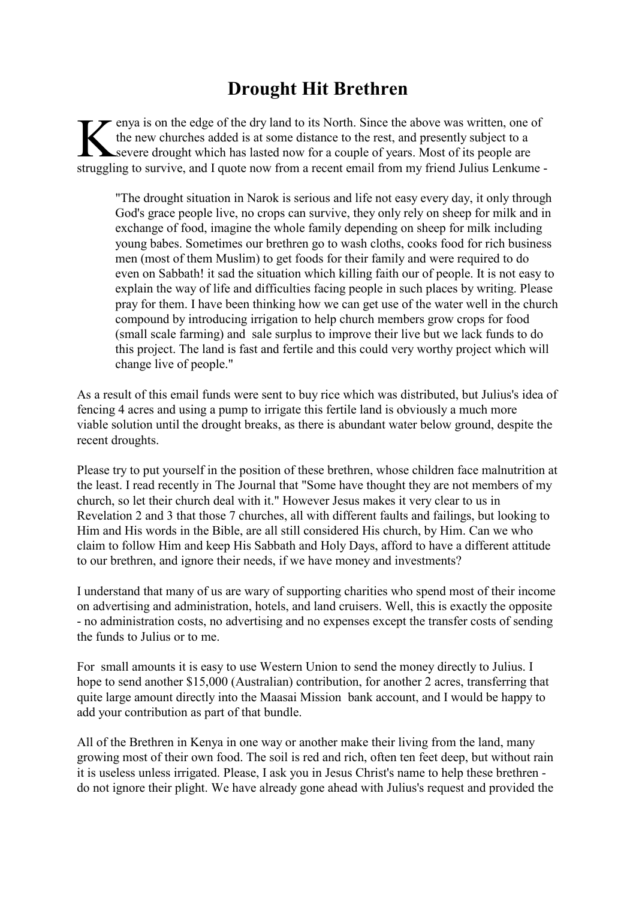# Drought Hit Brethren

Kenya is on the edge of the dry land to its North. Since the above was written, one of the new churches added is at some distance to the rest, and presently subject to a severe drought which has lasted now for a couple of years. Most of its people are struggling to survive, and I quote now from a recent email from my friend Julius Lenkume -

> "The drought situation in Narok is serious and life not easy every day, it only through God's grace people live, no crops can survive, they only rely on sheep for milk and in exchange of food, imagine the whole family depending on sheep for milk including young babes. Sometimes our brethren go to wash cloths, cooks food for rich business men (most of them Muslim) to get foods for their family and were required to do even on Sabbath! it sad the situation which killing faith our of people. It is not easy to explain the way of life and difficulties facing people in such places by writing. Please pray for them. I have been thinking how we can get use of the water well in the church compound by introducing irrigation to help church members grow crops for food (small scale farming) and sale surplus to improve their live but we lack funds to do this project. The land is fast and fertile and this could very worthy project which will change live of people."

As a result of this email funds were sent to buy rice which was distributed, but Julius's idea of fencing 4 acres and using a pump to irrigate this fertile land is obviously a much more viable solution until the drought breaks, as there is abundant water below ground, despite the recent droughts.

Please try to put yourself in the position of these brethren, whose children face malnutrition at the least. I read recently in The Journal that "Some have thought they are not members of my church, so let their church deal with it." However Jesus makes it very clear to us in Revelation 2 and 3 that those 7 churches, all with different faults and failings, but looking to Him and His words in the Bible, are all still considered His church, by Him. Can we who claim to follow Him and keep His Sabbath and Holy Days, afford to have a different attitude to our brethren, and ignore their needs, if we have money and investments?

I understand that many of us are wary of supporting charities who spend most of their income on advertising and administration, hotels, and land cruisers. Well, this is exactly the opposite - no administration costs, no advertising and no expenses except the transfer costs of sending the funds to Julius or to me.

For small amounts it is easy to use Western Union to send the money directly to Julius. I hope to send another $15,000 (Australian) contribution, for another 2 acres, transferring that quite large amount directly into the Maasai Mission bank account, and I would be happy to add your contribution as part of that bundle.

All of the Brethren in Kenya in one way or another make their living from the land, many growing most of their own food. The soil is red and rich, often ten feet deep, but without rain it is useless unless irrigated. Please, I ask you in Jesus Christ's name to help these brethren - do not ignore their plight. We have already gone ahead with Julius's request and provided the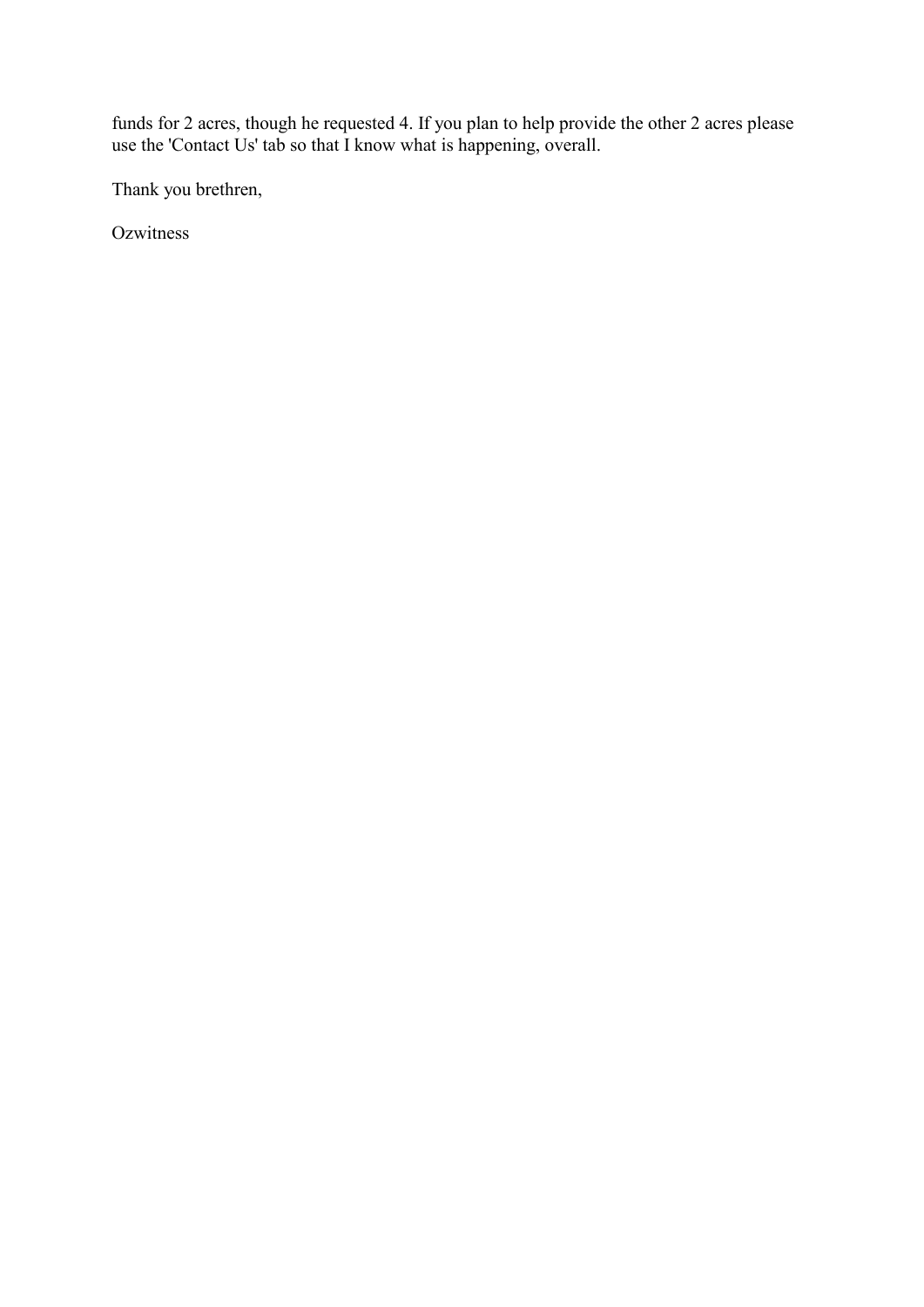funds for 2 acres, though he requested 4. If you plan to help provide the other 2 acres please use the 'Contact Us' tab so that I know what is happening, overall.

Thank you brethren,

Ozwitness